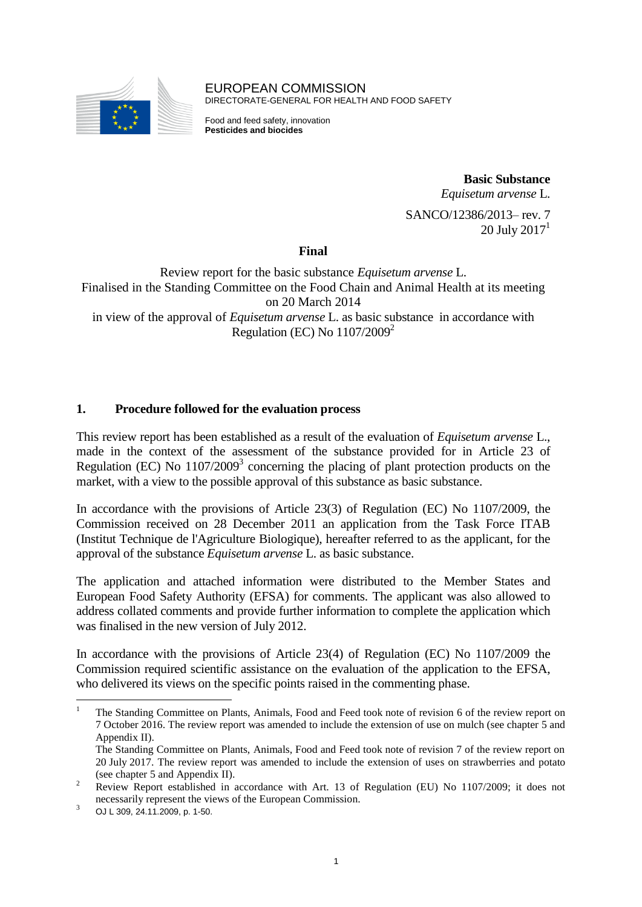EUROPEAN COMMISSION
DIRECTORATE-GENERAL FOR HEALTH AND FOOD SAFETY

Food and feed safety, innovation
**Pesticides and biocides**

**Basic Substance**
*Equisetum arvense* L.

SANCO/12386/2013– rev. 7
20 July 2017[1]

**Final**

Review report for the basic substance *Equisetum arvense* L.
Finalised in the Standing Committee on the Food Chain and Animal Health at its meeting on 20 March 2014
in view of the approval of *Equisetum arvense* L. as basic substance in accordance with Regulation (EC) No 1107/2009[2]

## 1. Procedure followed for the evaluation process

This review report has been established as a result of the evaluation of *Equisetum arvense* L., made in the context of the assessment of the substance provided for in Article 23 of Regulation (EC) No 1107/2009[3] concerning the placing of plant protection products on the market, with a view to the possible approval of this substance as basic substance.

In accordance with the provisions of Article 23(3) of Regulation (EC) No 1107/2009, the Commission received on 28 December 2011 an application from the Task Force ITAB (Institut Technique de l'Agriculture Biologique), hereafter referred to as the applicant, for the approval of the substance *Equisetum arvense* L. as basic substance.

The application and attached information were distributed to the Member States and European Food Safety Authority (EFSA) for comments. The applicant was also allowed to address collated comments and provide further information to complete the application which was finalised in the new version of July 2012.

In accordance with the provisions of Article 23(4) of Regulation (EC) No 1107/2009 the Commission required scientific assistance on the evaluation of the application to the EFSA, who delivered its views on the specific points raised in the commenting phase.

---

[1] The Standing Committee on Plants, Animals, Food and Feed took note of revision 6 of the review report on 7 October 2016. The review report was amended to include the extension of use on mulch (see chapter 5 and Appendix II).
The Standing Committee on Plants, Animals, Food and Feed took note of revision 7 of the review report on 20 July 2017. The review report was amended to include the extension of uses on strawberries and potato (see chapter 5 and Appendix II).

[2] Review Report established in accordance with Art. 13 of Regulation (EU) No 1107/2009; it does not necessarily represent the views of the European Commission.

[3] OJ L 309, 24.11.2009, p. 1-50.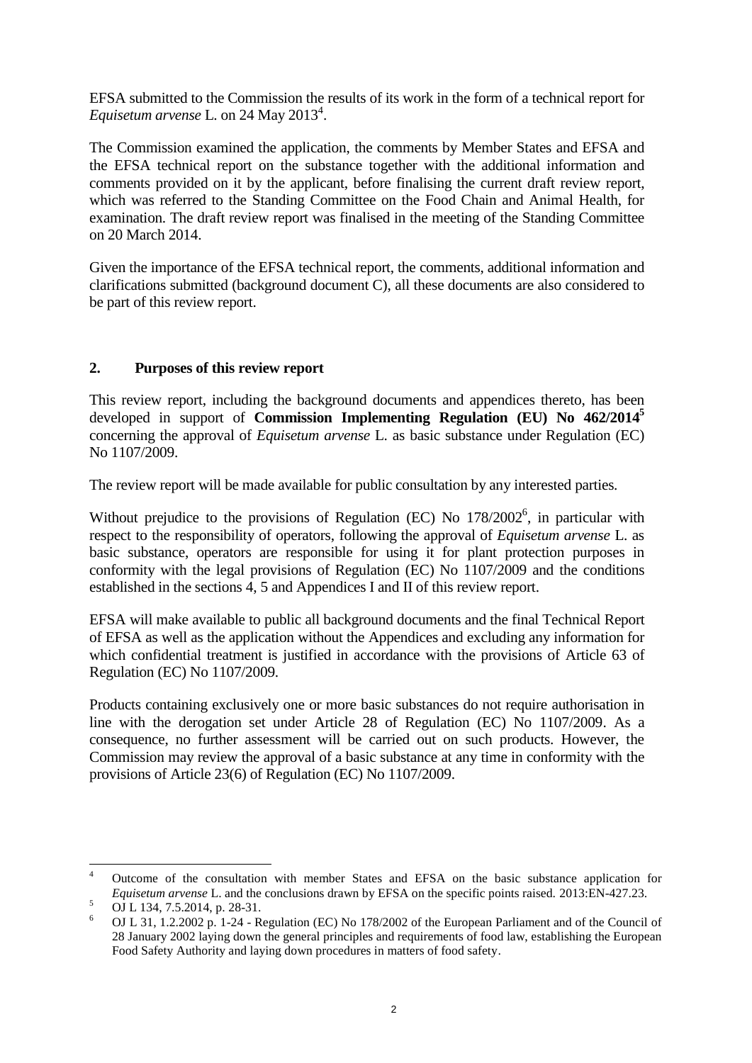EFSA submitted to the Commission the results of its work in the form of a technical report for *Equisetum arvense* L. on 24 May 2013[4].

The Commission examined the application, the comments by Member States and EFSA and the EFSA technical report on the substance together with the additional information and comments provided on it by the applicant, before finalising the current draft review report, which was referred to the Standing Committee on the Food Chain and Animal Health, for examination. The draft review report was finalised in the meeting of the Standing Committee on 20 March 2014.

Given the importance of the EFSA technical report, the comments, additional information and clarifications submitted (background document C), all these documents are also considered to be part of this review report.

## 2. Purposes of this review report

This review report, including the background documents and appendices thereto, has been developed in support of **Commission Implementing Regulation (EU) No 462/2014**[5] concerning the approval of *Equisetum arvense* L. as basic substance under Regulation (EC) No 1107/2009.

The review report will be made available for public consultation by any interested parties.

Without prejudice to the provisions of Regulation (EC) No 178/2002[6], in particular with respect to the responsibility of operators, following the approval of *Equisetum arvense* L. as basic substance, operators are responsible for using it for plant protection purposes in conformity with the legal provisions of Regulation (EC) No 1107/2009 and the conditions established in the sections 4, 5 and Appendices I and II of this review report.

EFSA will make available to public all background documents and the final Technical Report of EFSA as well as the application without the Appendices and excluding any information for which confidential treatment is justified in accordance with the provisions of Article 63 of Regulation (EC) No 1107/2009.

Products containing exclusively one or more basic substances do not require authorisation in line with the derogation set under Article 28 of Regulation (EC) No 1107/2009. As a consequence, no further assessment will be carried out on such products. However, the Commission may review the approval of a basic substance at any time in conformity with the provisions of Article 23(6) of Regulation (EC) No 1107/2009.

---

[4] Outcome of the consultation with member States and EFSA on the basic substance application for *Equisetum arvense* L. and the conclusions drawn by EFSA on the specific points raised. 2013:EN-427.23.

[5] OJ L 134, 7.5.2014, p. 28-31.

[6] OJ L 31, 1.2.2002 p. 1-24 - Regulation (EC) No 178/2002 of the European Parliament and of the Council of 28 January 2002 laying down the general principles and requirements of food law, establishing the European Food Safety Authority and laying down procedures in matters of food safety.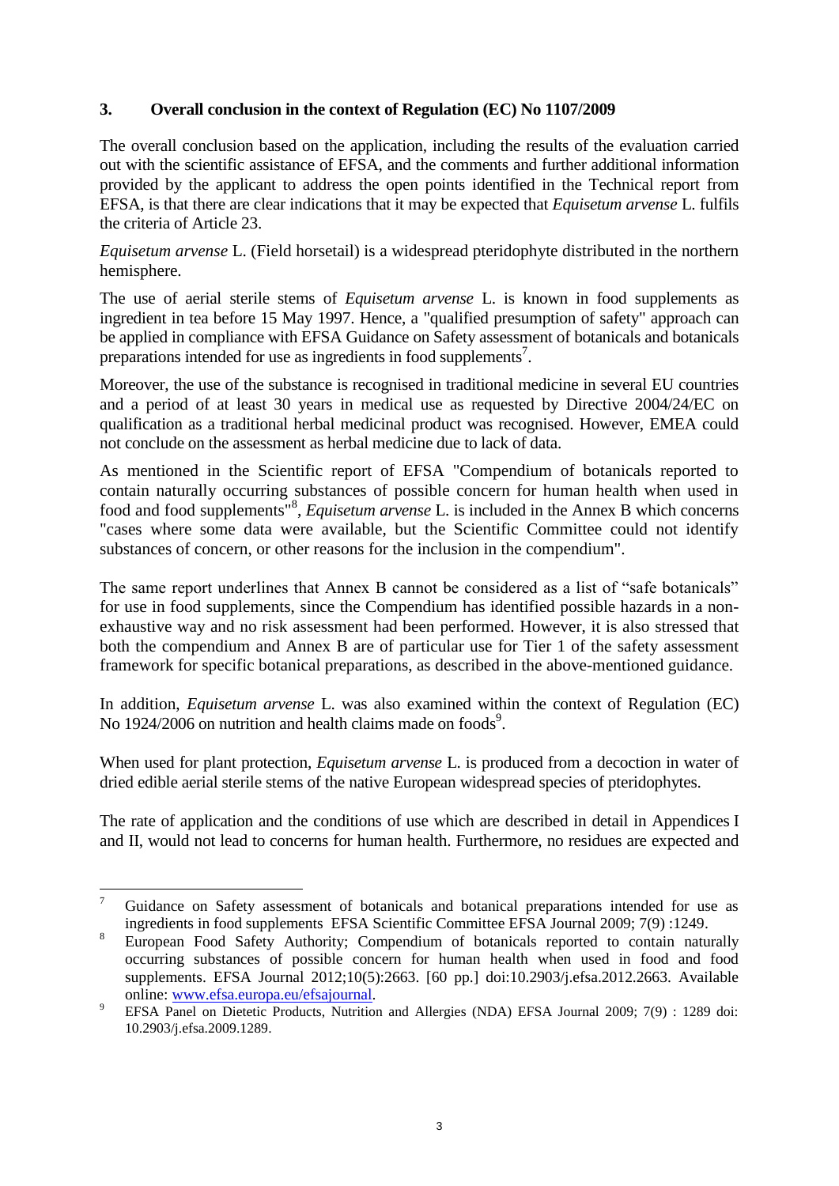## 3. Overall conclusion in the context of Regulation (EC) No 1107/2009

The overall conclusion based on the application, including the results of the evaluation carried out with the scientific assistance of EFSA, and the comments and further additional information provided by the applicant to address the open points identified in the Technical report from EFSA, is that there are clear indications that it may be expected that *Equisetum arvense* L. fulfils the criteria of Article 23.

*Equisetum arvense* L. (Field horsetail) is a widespread pteridophyte distributed in the northern hemisphere.

The use of aerial sterile stems of *Equisetum arvense* L. is known in food supplements as ingredient in tea before 15 May 1997. Hence, a "qualified presumption of safety" approach can be applied in compliance with EFSA Guidance on Safety assessment of botanicals and botanicals preparations intended for use as ingredients in food supplements[7].

Moreover, the use of the substance is recognised in traditional medicine in several EU countries and a period of at least 30 years in medical use as requested by Directive 2004/24/EC on qualification as a traditional herbal medicinal product was recognised. However, EMEA could not conclude on the assessment as herbal medicine due to lack of data.

As mentioned in the Scientific report of EFSA "Compendium of botanicals reported to contain naturally occurring substances of possible concern for human health when used in food and food supplements"[8], *Equisetum arvense* L. is included in the Annex B which concerns "cases where some data were available, but the Scientific Committee could not identify substances of concern, or other reasons for the inclusion in the compendium".

The same report underlines that Annex B cannot be considered as a list of "safe botanicals" for use in food supplements, since the Compendium has identified possible hazards in a non-exhaustive way and no risk assessment had been performed. However, it is also stressed that both the compendium and Annex B are of particular use for Tier 1 of the safety assessment framework for specific botanical preparations, as described in the above-mentioned guidance.

In addition, *Equisetum arvense* L. was also examined within the context of Regulation (EC) No 1924/2006 on nutrition and health claims made on foods[9].

When used for plant protection, *Equisetum arvense* L. is produced from a decoction in water of dried edible aerial sterile stems of the native European widespread species of pteridophytes.

The rate of application and the conditions of use which are described in detail in Appendices I and II, would not lead to concerns for human health. Furthermore, no residues are expected and

---

[7] Guidance on Safety assessment of botanicals and botanical preparations intended for use as ingredients in food supplements EFSA Scientific Committee EFSA Journal 2009; 7(9) :1249.

[8] European Food Safety Authority; Compendium of botanicals reported to contain naturally occurring substances of possible concern for human health when used in food and food supplements. EFSA Journal 2012;10(5):2663. [60 pp.] doi:10.2903/j.efsa.2012.2663. Available online: www.efsa.europa.eu/efsajournal.

[9] EFSA Panel on Dietetic Products, Nutrition and Allergies (NDA) EFSA Journal 2009; 7(9) : 1289 doi: 10.2903/j.efsa.2009.1289.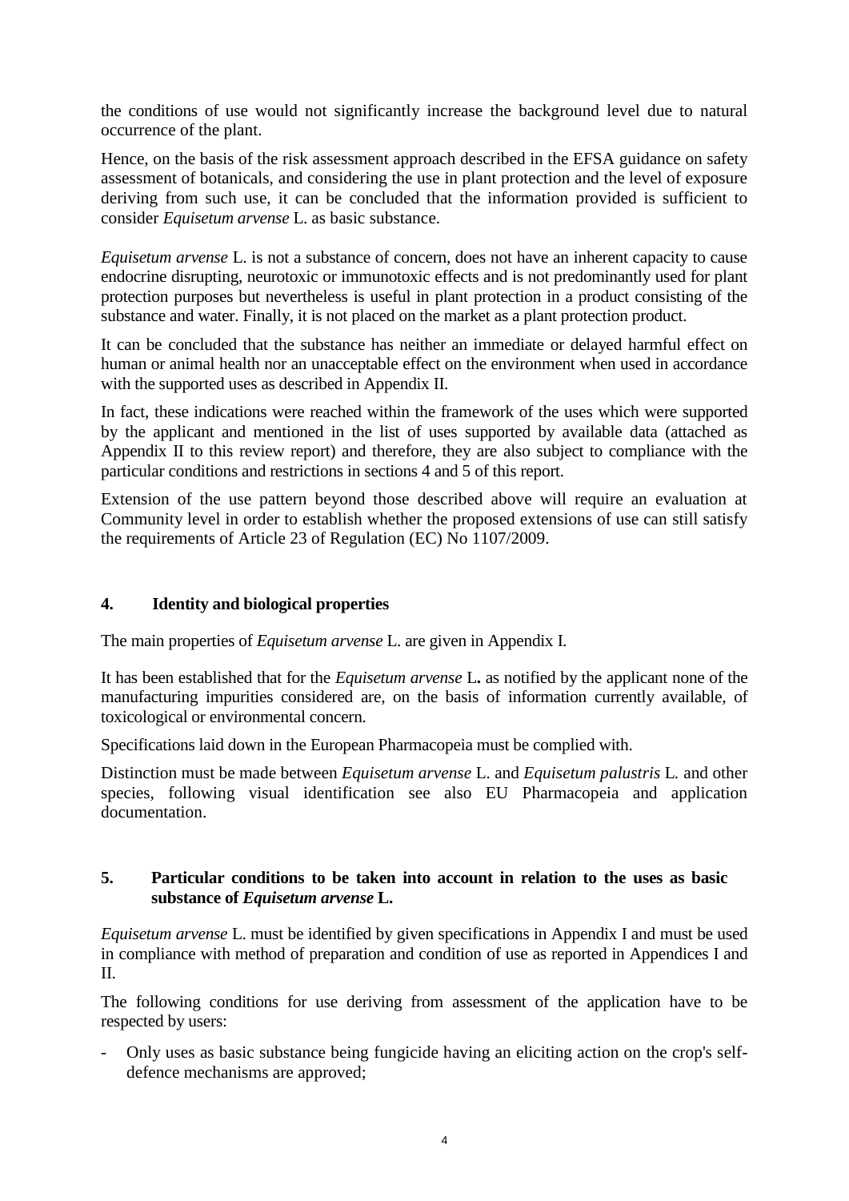the conditions of use would not significantly increase the background level due to natural occurrence of the plant.

Hence, on the basis of the risk assessment approach described in the EFSA guidance on safety assessment of botanicals, and considering the use in plant protection and the level of exposure deriving from such use, it can be concluded that the information provided is sufficient to consider *Equisetum arvense* L. as basic substance.

*Equisetum arvense* L. is not a substance of concern, does not have an inherent capacity to cause endocrine disrupting, neurotoxic or immunotoxic effects and is not predominantly used for plant protection purposes but nevertheless is useful in plant protection in a product consisting of the substance and water. Finally, it is not placed on the market as a plant protection product.

It can be concluded that the substance has neither an immediate or delayed harmful effect on human or animal health nor an unacceptable effect on the environment when used in accordance with the supported uses as described in Appendix II.

In fact, these indications were reached within the framework of the uses which were supported by the applicant and mentioned in the list of uses supported by available data (attached as Appendix II to this review report) and therefore, they are also subject to compliance with the particular conditions and restrictions in sections 4 and 5 of this report.

Extension of the use pattern beyond those described above will require an evaluation at Community level in order to establish whether the proposed extensions of use can still satisfy the requirements of Article 23 of Regulation (EC) No 1107/2009.

## 4. Identity and biological properties

The main properties of *Equisetum arvense* L. are given in Appendix I.

It has been established that for the *Equisetum arvense* L**.** as notified by the applicant none of the manufacturing impurities considered are, on the basis of information currently available, of toxicological or environmental concern.

Specifications laid down in the European Pharmacopeia must be complied with.

Distinction must be made between *Equisetum arvense* L. and *Equisetum palustris* L. and other species, following visual identification see also EU Pharmacopeia and application documentation.

## 5. Particular conditions to be taken into account in relation to the uses as basic substance of *Equisetum arvense* L.

*Equisetum arvense* L. must be identified by given specifications in Appendix I and must be used in compliance with method of preparation and condition of use as reported in Appendices I and II.

The following conditions for use deriving from assessment of the application have to be respected by users:

- Only uses as basic substance being fungicide having an eliciting action on the crop's self-defence mechanisms are approved;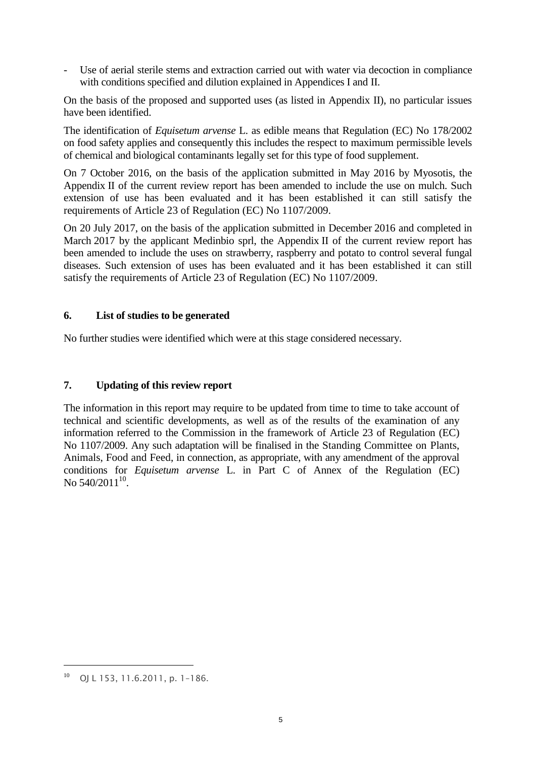- Use of aerial sterile stems and extraction carried out with water via decoction in compliance with conditions specified and dilution explained in Appendices I and II.

On the basis of the proposed and supported uses (as listed in Appendix II), no particular issues have been identified.

The identification of *Equisetum arvense* L. as edible means that Regulation (EC) No 178/2002 on food safety applies and consequently this includes the respect to maximum permissible levels of chemical and biological contaminants legally set for this type of food supplement.

On 7 October 2016, on the basis of the application submitted in May 2016 by Myosotis, the Appendix II of the current review report has been amended to include the use on mulch. Such extension of use has been evaluated and it has been established it can still satisfy the requirements of Article 23 of Regulation (EC) No 1107/2009.

On 20 July 2017, on the basis of the application submitted in December 2016 and completed in March 2017 by the applicant Medinbio sprl, the Appendix II of the current review report has been amended to include the uses on strawberry, raspberry and potato to control several fungal diseases. Such extension of uses has been evaluated and it has been established it can still satisfy the requirements of Article 23 of Regulation (EC) No 1107/2009.

## 6. List of studies to be generated

No further studies were identified which were at this stage considered necessary.

## 7. Updating of this review report

The information in this report may require to be updated from time to time to take account of technical and scientific developments, as well as of the results of the examination of any information referred to the Commission in the framework of Article 23 of Regulation (EC) No 1107/2009. Any such adaptation will be finalised in the Standing Committee on Plants, Animals, Food and Feed, in connection, as appropriate, with any amendment of the approval conditions for *Equisetum arvense* L. in Part C of Annex of the Regulation (EC) No 540/2011[10].

[10] OJ L 153, 11.6.2011, p. 1–186.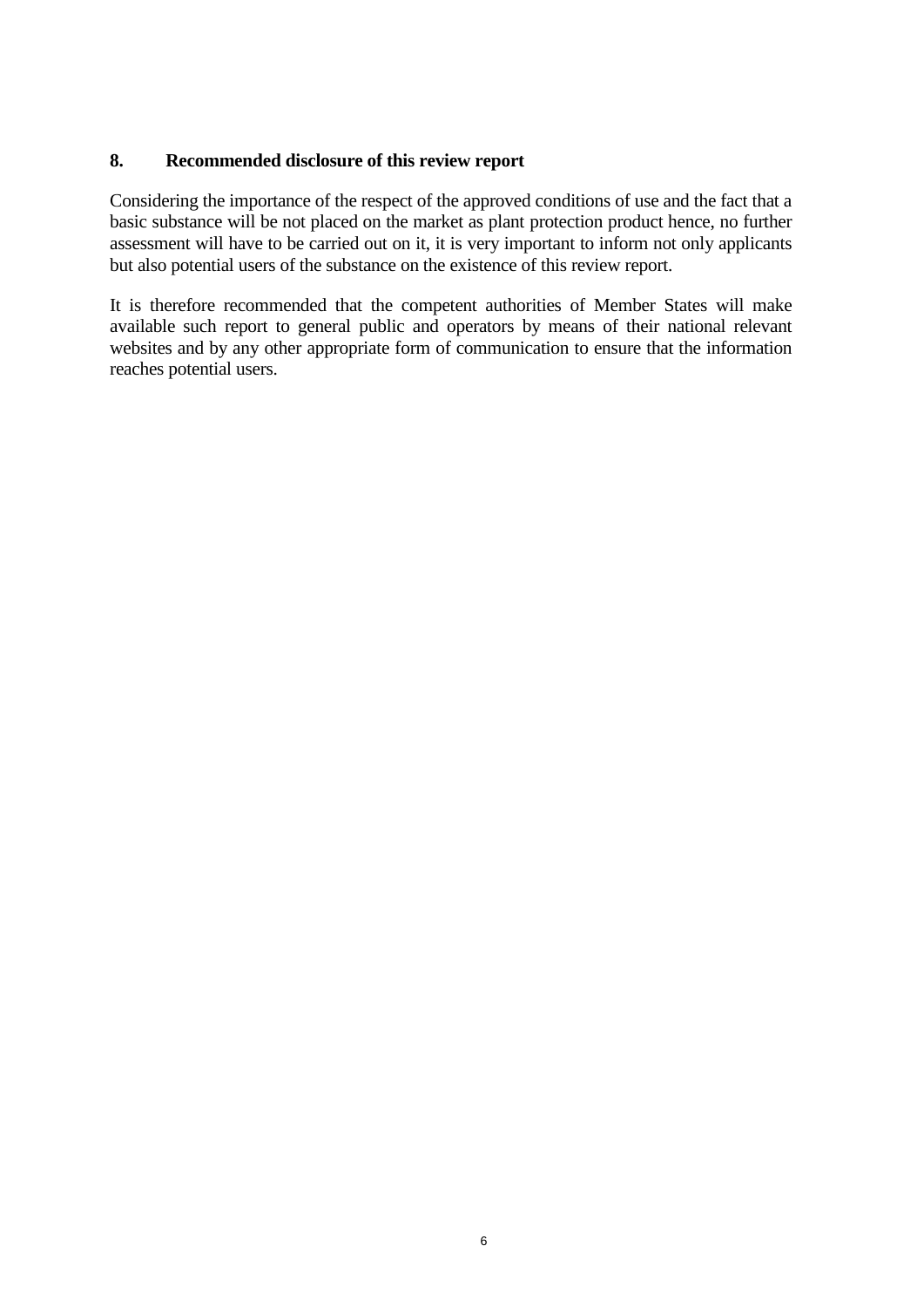## 8. Recommended disclosure of this review report

Considering the importance of the respect of the approved conditions of use and the fact that a basic substance will be not placed on the market as plant protection product hence, no further assessment will have to be carried out on it, it is very important to inform not only applicants but also potential users of the substance on the existence of this review report.

It is therefore recommended that the competent authorities of Member States will make available such report to general public and operators by means of their national relevant websites and by any other appropriate form of communication to ensure that the information reaches potential users.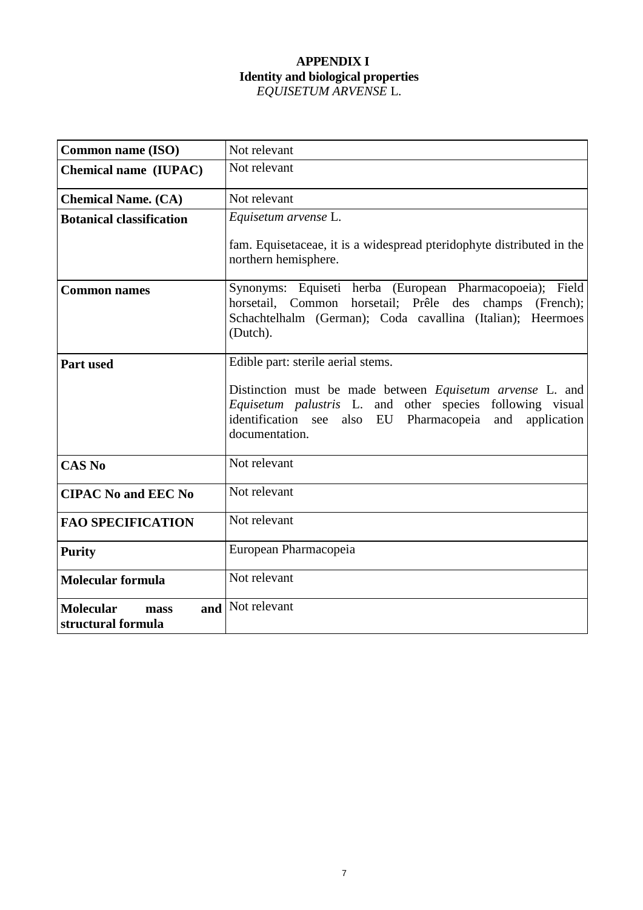**APPENDIX I**
**Identity and biological properties**
*EQUISETUM ARVENSE* L.

| | |
|---|---|
| **Common name (ISO)** | Not relevant |
| **Chemical name (IUPAC)** | Not relevant |
| **Chemical Name. (CA)** | Not relevant |
| **Botanical classification** | *Equisetum arvense* L.<br><br>fam. Equisetaceae, it is a widespread pteridophyte distributed in the northern hemisphere. |
| **Common names** | Synonyms: Equiseti herba (European Pharmacopoeia); Field horsetail, Common horsetail; Prêle des champs (French); Schachtelhalm (German); Coda cavallina (Italian); Heermoes (Dutch). |
| **Part used** | Edible part: sterile aerial stems.<br><br>Distinction must be made between *Equisetum arvense* L. and *Equisetum palustris* L. and other species following visual identification see also EU Pharmacopeia and application documentation. |
| **CAS No** | Not relevant |
| **CIPAC No and EEC No** | Not relevant |
| **FAO SPECIFICATION** | Not relevant |
| **Purity** | European Pharmacopeia |
| **Molecular formula** | Not relevant |
| **Molecular mass and structural formula** | Not relevant |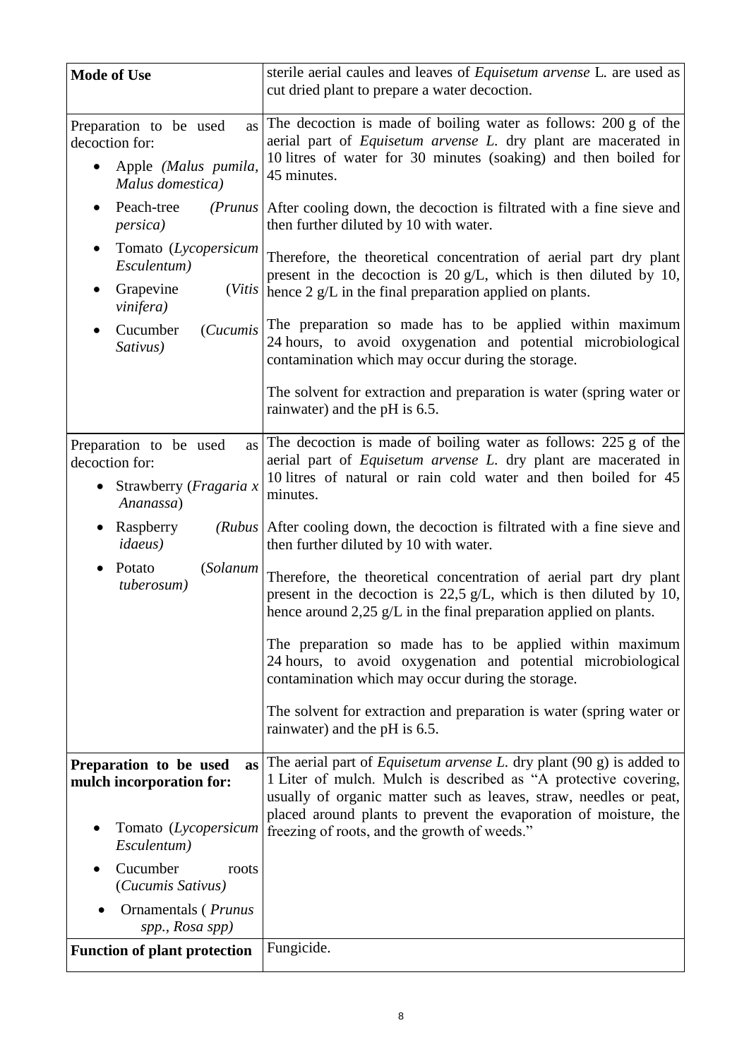| | |
|---|---|
| **Mode of Use** | sterile aerial caules and leaves of *Equisetum arvense* L. are used as cut dried plant to prepare a water decoction. |
| Preparation to be used as decoction for:<br>• Apple *(Malus pumila, Malus domestica)*<br>• Peach-tree *(Prunus persica)*<br>• Tomato (*Lycopersicum Esculentum)*<br>• Grapevine (*Vitis vinifera)*<br>• Cucumber (*Cucumis Sativus)* | The decoction is made of boiling water as follows: 200 g of the aerial part of *Equisetum arvense L.* dry plant are macerated in 10 litres of water for 30 minutes (soaking) and then boiled for 45 minutes.<br><br>After cooling down, the decoction is filtrated with a fine sieve and then further diluted by 10 with water.<br><br>Therefore, the theoretical concentration of aerial part dry plant present in the decoction is 20 g/L, which is then diluted by 10, hence 2 g/L in the final preparation applied on plants.<br><br>The preparation so made has to be applied within maximum 24 hours, to avoid oxygenation and potential microbiological contamination which may occur during the storage.<br><br>The solvent for extraction and preparation is water (spring water or rainwater) and the pH is 6.5. |
| Preparation to be used as decoction for:<br>• Strawberry (*Fragaria x Ananassa*)<br>• Raspberry *(Rubus idaeus)*<br>• Potato (*Solanum tuberosum)* | The decoction is made of boiling water as follows: 225 g of the aerial part of *Equisetum arvense L.* dry plant are macerated in 10 litres of natural or rain cold water and then boiled for 45 minutes.<br><br>After cooling down, the decoction is filtrated with a fine sieve and then further diluted by 10 with water.<br><br>Therefore, the theoretical concentration of aerial part dry plant present in the decoction is 22,5 g/L, which is then diluted by 10, hence around 2,25 g/L in the final preparation applied on plants.<br><br>The preparation so made has to be applied within maximum 24 hours, to avoid oxygenation and potential microbiological contamination which may occur during the storage.<br><br>The solvent for extraction and preparation is water (spring water or rainwater) and the pH is 6.5. |
| **Preparation to be used as mulch incorporation for:**<br>• Tomato (*Lycopersicum Esculentum)*<br>• Cucumber roots (*Cucumis Sativus)*<br>• Ornamentals ( *Prunus spp., Rosa spp)* | The aerial part of *Equisetum arvense L.* dry plant (90 g) is added to 1 Liter of mulch. Mulch is described as "A protective covering, usually of organic matter such as leaves, straw, needles or peat, placed around plants to prevent the evaporation of moisture, the freezing of roots, and the growth of weeds." |
| **Function of plant protection** | Fungicide. |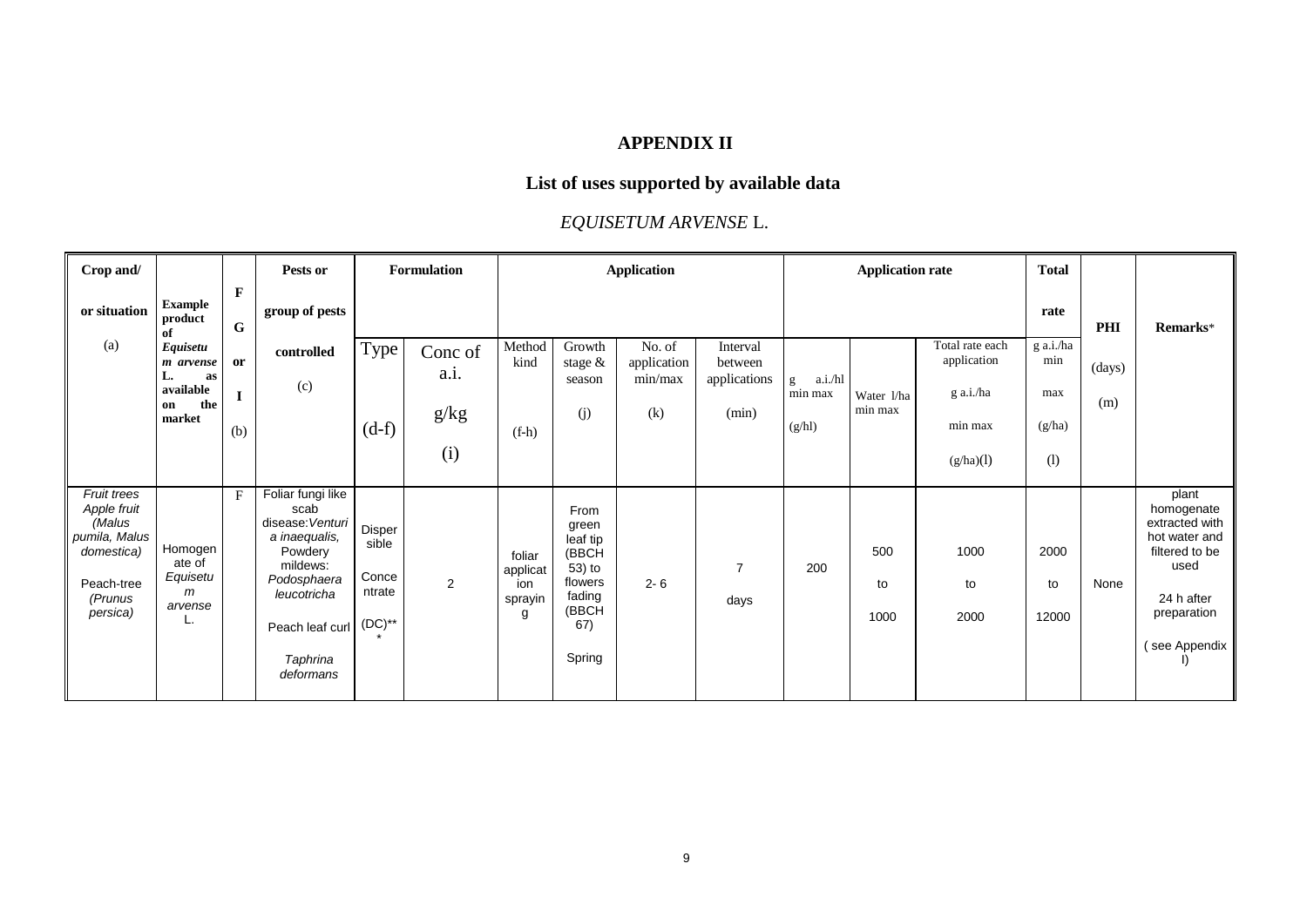# APPENDIX II

## List of uses supported by available data

*EQUISETUM ARVENSE* L.

| Crop and/ or situation (a) | Example product of *Equisetum arvense* L. as available on the market | F G or I (b) | Pests or group of pests controlled (c) | Formulation | | Application | | | | Application rate | | | Total rate | PHI (days) (m) | Remarks* |
|---|---|---|---|---|---|---|---|---|---|---|---|---|---|---|---|
| | | | | Type (d-f) | Conc of a.i. g/kg (i) | Method kind (f-h) | Growth stage & season (j) | No. of application min/max (k) | Interval between applications (min) | g a.i./hl min max (g/hl) | Water l/ha min max | Total rate each application g a.i./ha min max (g/ha)(l) | g a.i./ha min max (g/ha) (l) | | |
| *Fruit trees Apple fruit (Malus pumila, Malus domestica)* Peach-tree *(Prunus persica)* | Homogenate of *Equisetum arvense* L. | F | Foliar fungi like scab disease: *Venturia inaequalis,* Powdery mildews: *Podosphaera leucotricha* Peach leaf curl *Taphrina deformans* | Dispersible Concentrate (DC)*** | 2 | foliar application spraying | From green leaf tip (BBCH 53) to flowers fading (BBCH 67) Spring | 2- 6 | 7 days | 200 | 500 to 1000 | 1000 to 2000 | 2000 to 12000 | None | plant homogenate extracted with hot water and filtered to be used 24 h after preparation (see Appendix I) |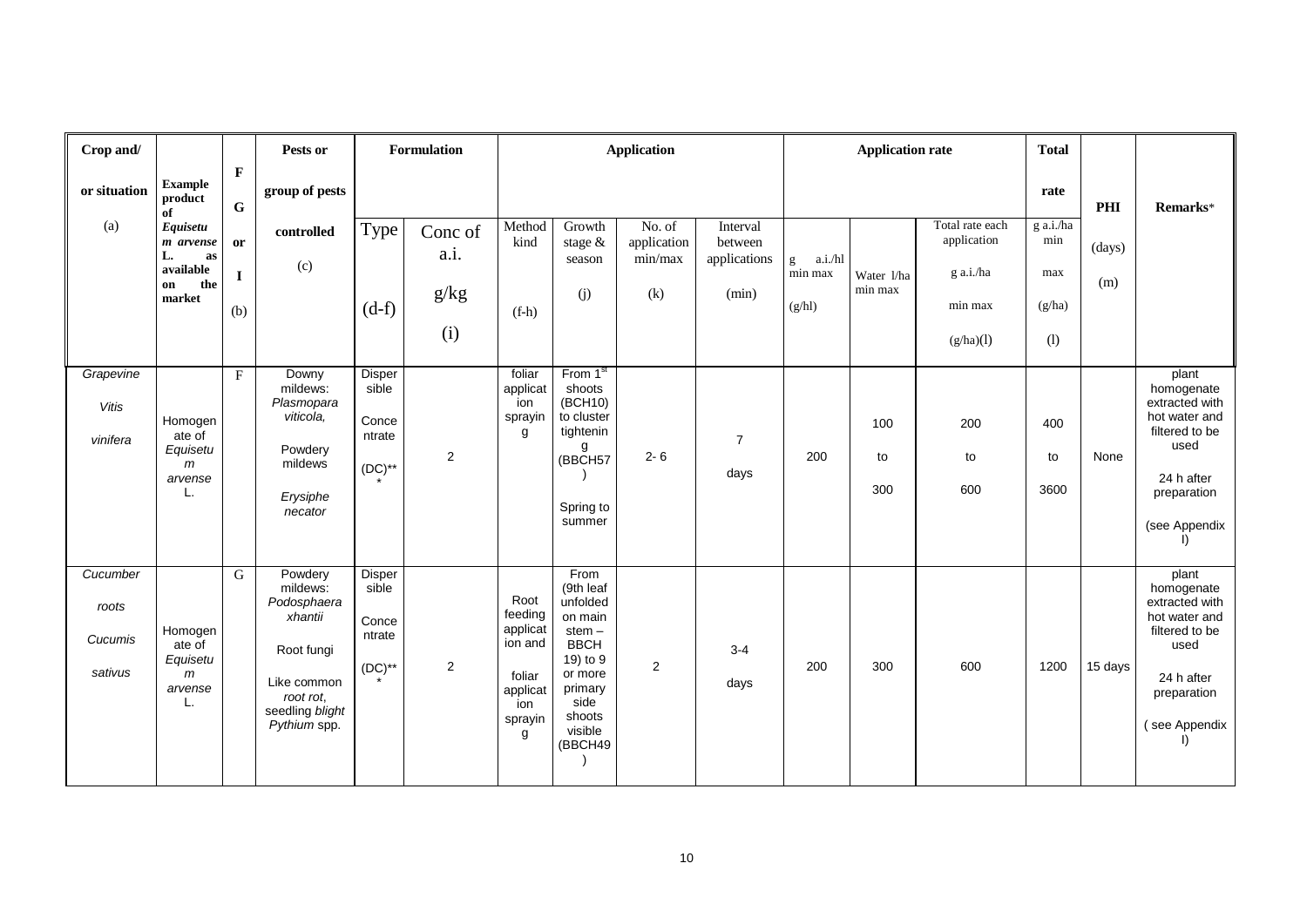| Crop and/ or situation (a) | Example product of *Equisetum arvense* L. as available on the market | F G or I (b) | Pests or group of pests controlled (c) | Formulation | | Application | | | | Application rate | | | Total rate | PHI (days) (m) | Remarks* |
|---|---|---|---|---|---|---|---|---|---|---|---|---|---|---|---|
| | | | | Type (d-f) | Conc of a.i. g/kg (i) | Method kind (f-h) | Growth stage & season (j) | No. of application min/max (k) | Interval between applications (min) | g a.i./hl min max (g/hl) | Water l/ha min max | Total rate each application g a.i./ha min max (g/ha)(l) | g a.i./ha min max (g/ha) (l) | | |
| *Grapevine Vitis vinifera* | Homogenate of *Equisetum arvense* L. | F | Downy mildews: *Plasmopara viticola,* Powdery mildews *Erysiphe necator* | Dispersible Concentrate (DC)*** | 2 | foliar application spraying | From 1st shoots (BCH10) to cluster tightening (BBCH57) Spring to summer | 2- 6 | 7 days | 200 | 100 to 300 | 200 to 600 | 400 to 3600 | None | plant homogenate extracted with hot water and filtered to be used 24 h after preparation (see Appendix I) |
| *Cucumber roots Cucumis sativus* | Homogenate of *Equisetum arvense* L. | G | Powdery mildews: *Podosphaera xhantii* Root fungi Like common *root rot*, seedling *blight Pythium* spp. | Dispersible Concentrate (DC)*** | 2 | Root feeding application and foliar application spraying | From (9th leaf unfolded on main stem – BBCH 19) to 9 or more primary side shoots visible (BBCH49) | 2 | 3-4 days | 200 | 300 | 600 | 1200 | 15 days | plant homogenate extracted with hot water and filtered to be used 24 h after preparation ( see Appendix I) |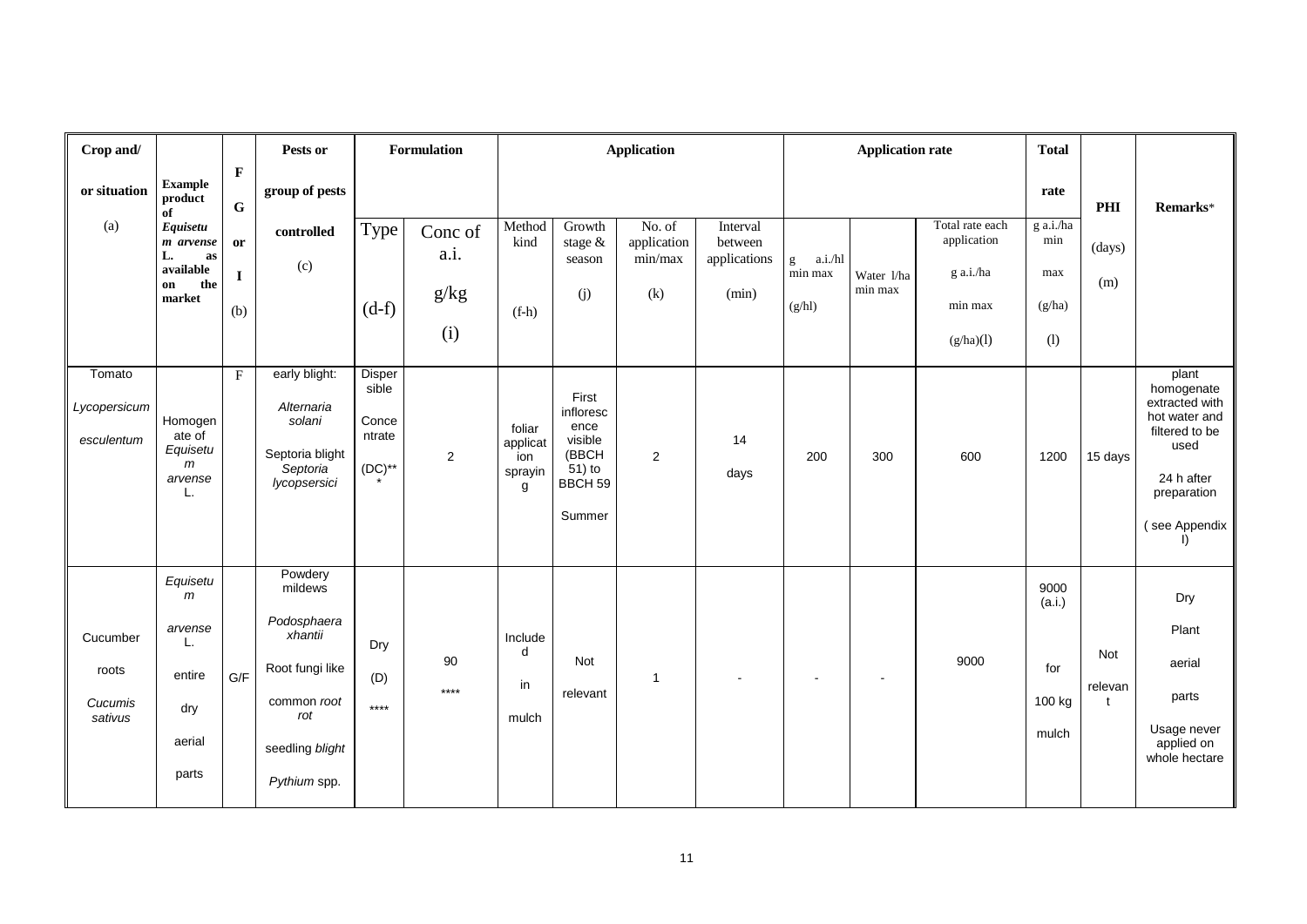| Crop and/ or situation (a) | Example product of *Equisetum arvense* L. as available on the market | F G or I (b) | Pests or group of pests controlled (c) | Formulation | | Application | | | | Application rate | | | Total rate | PHI (days) (m) | Remarks* |
|---|---|---|---|---|---|---|---|---|---|---|---|---|---|---|---|
| | | | | Type (d-f) | Conc of a.i. g/kg (i) | Method kind (f-h) | Growth stage & season (j) | No. of application min/max (k) | Interval between applications (min) | g a.i./hl min max (g/hl) | Water l/ha min max | Total rate each application g a.i./ha min max (g/ha)(l) | g a.i./ha min max (g/ha) (l) | | |
| Tomato *Lycopersicum esculentum* | Homogenate of *Equisetum arvense* L. | F | early blight: *Alternaria solani* Septoria blight *Septoria lycopsersici* | Dispersible Concentrate (DC)*** | 2 | foliar application spraying | First inflorescence visible (BBCH 51) to BBCH 59 Summer | 2 | 14 days | 200 | 300 | 600 | 1200 | 15 days | plant homogenate extracted with hot water and filtered to be used 24 h after preparation ( see Appendix I) |
| Cucumber roots *Cucumis sativus* | *Equisetum arvense* L. entire dry aerial parts | G/F | Powdery mildews *Podosphaera xhantii* Root fungi like common *root rot* seedling *blight* *Pythium* spp. | Dry (D) **** | 90 **** | Included in mulch | Not relevant | 1 | - | - | - | 9000 | 9000 (a.i.) for 100 kg mulch | Not relevant | Dry Plant aerial parts Usage never applied on whole hectare |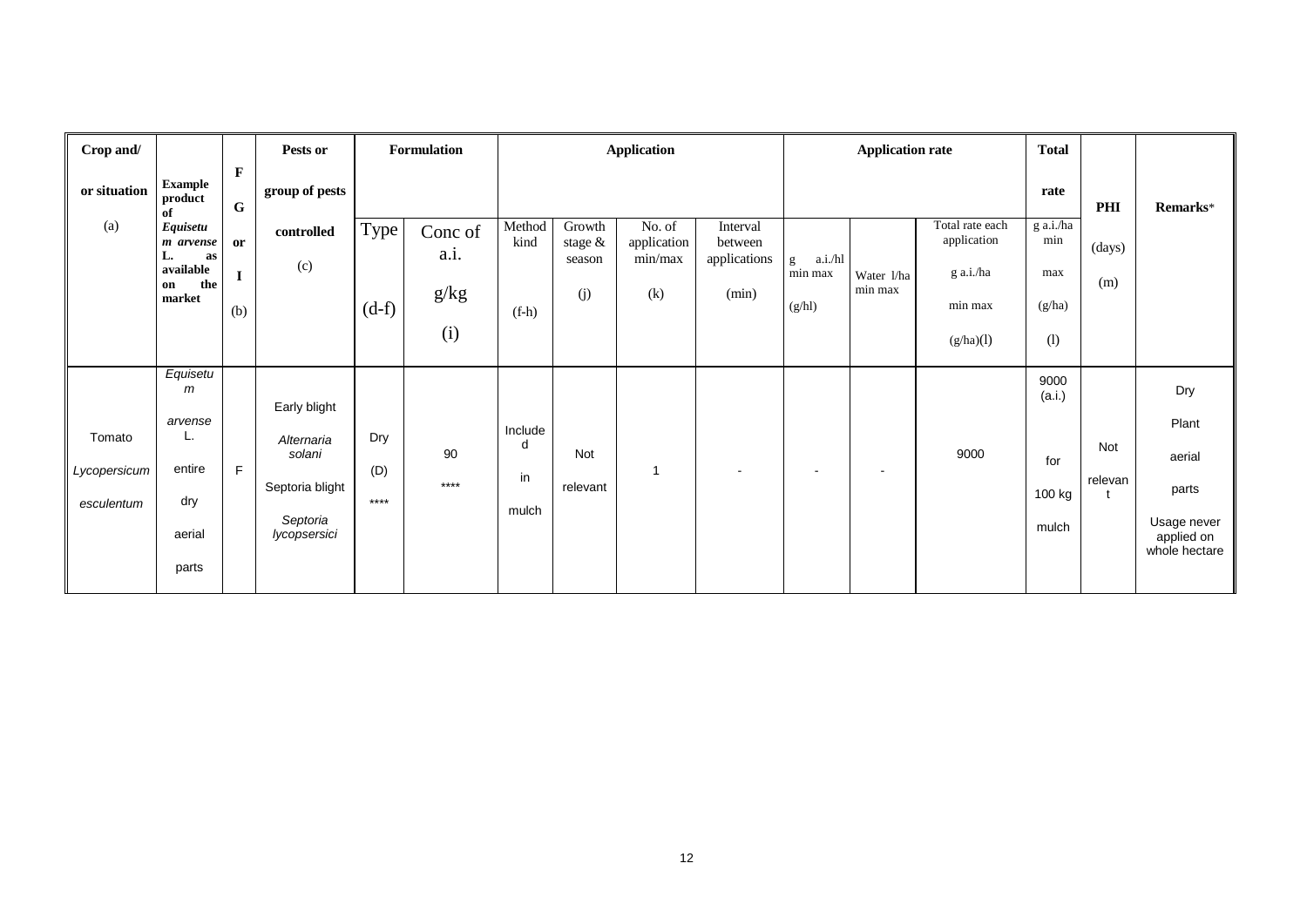| Crop and/ or situation (a) | Example product of *Equisetum arvense* L. as available on the market | F G or I (b) | Pests or group of pests controlled (c) | Formulation | | Application | | | | Application rate | | | Total rate | PHI (days) (m) | Remarks* |
|---|---|---|---|---|---|---|---|---|---|---|---|---|---|---|---|
| | | | | Type (d-f) | Conc of a.i. g/kg (i) | Method kind (f-h) | Growth stage & season (j) | No. of application min/max (k) | Interval between applications (min) | g a.i./hl min max (g/hl) | Water l/ha min max | Total rate each application g a.i./ha min max (g/ha)(l) | g a.i./ha min max (g/ha) (l) | | |
| Tomato *Lycopersicum esculentum* | *Equisetum arvense* L. entire dry aerial parts | F | Early blight *Alternaria solani* Septoria blight *Septoria lycopsersici* | Dry (D) **** | 90 **** | Included in mulch | Not relevant | 1 | - | - | - | 9000 | 9000 (a.i.) for 100 kg mulch | Not relevant | Dry Plant aerial parts Usage never applied on whole hectare |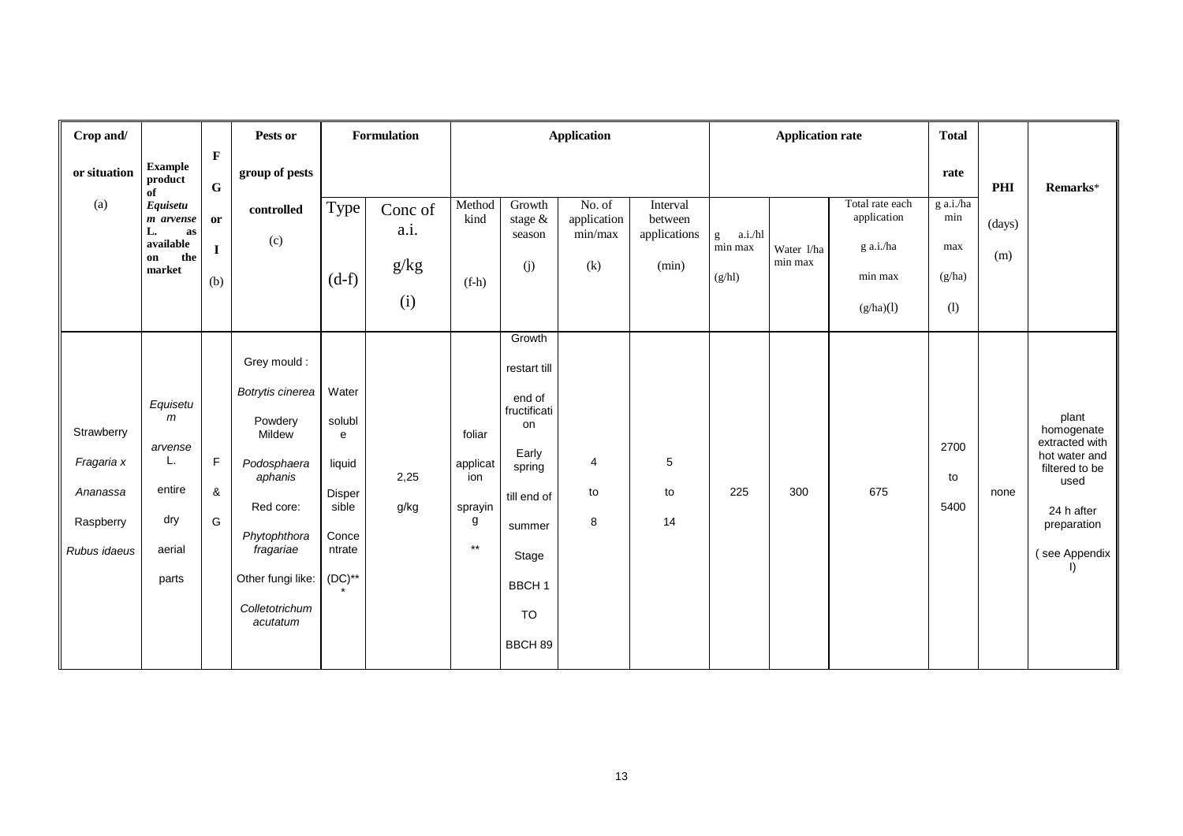| Crop and/ or situation (a) | Example product of *Equisetum arvense* L. as available on the market | F G or I (b) | Pests or group of pests controlled (c) | Formulation | | Application | | | | Application rate | | | Total rate | PHI (days) (m) | Remarks* |
|---|---|---|---|---|---|---|---|---|---|---|---|---|---|---|---|
| | | | | Type (d-f) | Conc of a.i. g/kg (i) | Method kind (f-h) | Growth stage & season (j) | No. of application min/max (k) | Interval between applications (min) | g a.i./hl min max (g/hl) | Water l/ha min max | Total rate each application g a.i./ha min max (g/ha)(l) | g a.i./ha min max (g/ha) (l) | | |
| Strawberry *Fragaria x Ananassa* Raspberry *Rubus idaeus* | *Equisetum arvense* L. entire dry aerial parts | F & G | Grey mould : *Botrytis cinerea* Powdery Mildew *Podosphaera aphanis* Red core: *Phytophthora fragariae* Other fungi like: *Colletotrichum acutatum* | Water soluble liquid Dispersible Concentrate (DC)*** | 2,25 g/kg | foliar application spraying ** | Growth restart till end of fructification Early spring till end of summer Stage BBCH 1 TO BBCH 89 | 4 to 8 | 5 to 14 | 225 | 300 | 675 | 2700 to 5400 | none | plant homogenate extracted with hot water and filtered to be used 24 h after preparation ( see Appendix I) |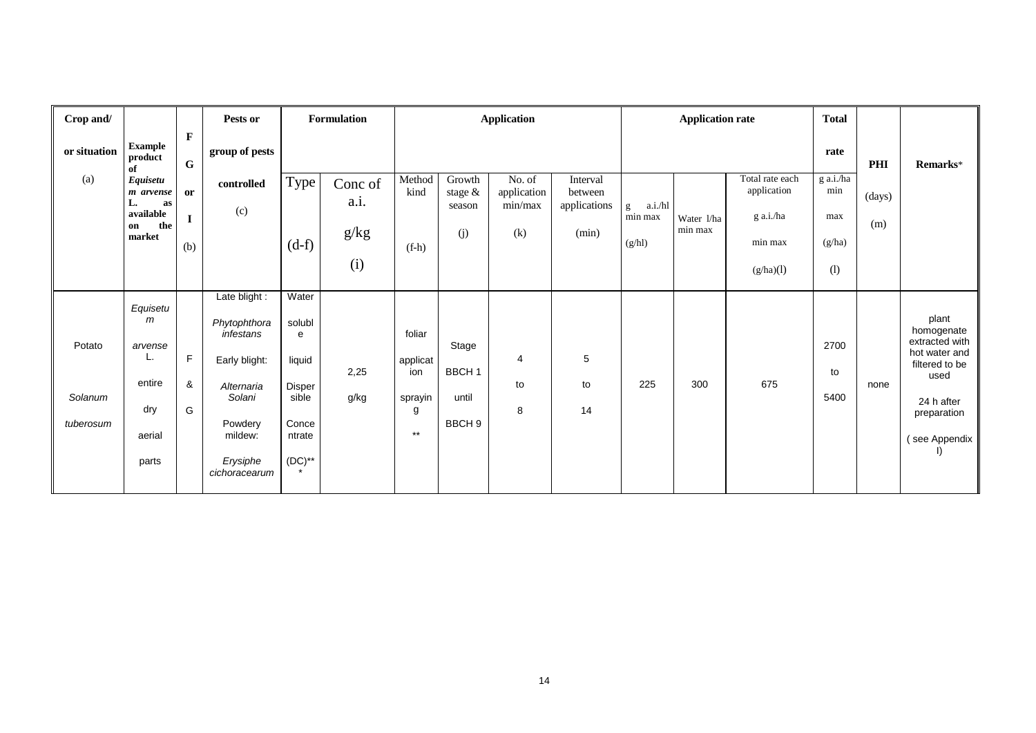| Crop and/ or situation (a) | Example product of *Equisetum arvense* L. as available on the market | F G or I (b) | Pests or group of pests controlled (c) | Formulation | | Application | | | | Application rate | | | Total rate | PHI (days) (m) | Remarks* |
|---|---|---|---|---|---|---|---|---|---|---|---|---|---|---|---|
| | | | | Type (d-f) | Conc of a.i. g/kg (i) | Method kind (f-h) | Growth stage & season (j) | No. of application min/max (k) | Interval between applications (min) | g a.i./hl min max (g/hl) | Water l/ha min max | Total rate each application g a.i./ha min max (g/ha)(l) | g a.i./ha min max (g/ha) (l) | | |
| Potato *Solanum tuberosum* | *Equisetum arvense* L. entire dry aerial parts | F & G | Late blight : *Phytophthora infestans* Early blight: *Alternaria Solani* Powdery mildew: *Erysiphe cichoracearum* | Water soluble liquid Dispersible Concentrate (DC)*** | 2,25 g/kg | foliar application spraying ** | Stage BBCH 1 until BBCH 9 | 4 to 8 | 5 to 14 | 225 | 300 | 675 | 2700 to 5400 | none | plant homogenate extracted with hot water and filtered to be used 24 h after preparation ( see Appendix I) |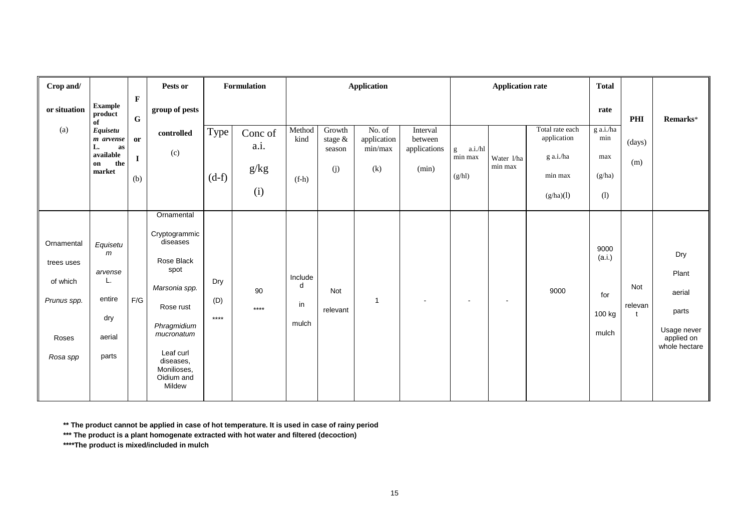| Crop and/ or situation (a) | Example product of *Equisetum arvense* L. as available on the market | F G or I (b) | Pests or group of pests controlled (c) | Formulation | | Application | | | | Application rate | | | Total rate | PHI (days) (m) | Remarks* |
|---|---|---|---|---|---|---|---|---|---|---|---|---|---|---|---|
| | | | | Type (d-f) | Conc of a.i. g/kg (i) | Method kind (f-h) | Growth stage & season (j) | No. of application min/max (k) | Interval between applications (min) | g a.i./hl min max (g/hl) | Water l/ha min max | Total rate each application g a.i./ha min max (g/ha)(l) | g a.i./ha min max (g/ha) (l) | | |
| Ornamental trees uses of which *Prunus spp.* Roses *Rosa spp* | *Equisetum arvense* L. entire dry aerial parts | F/G | Ornamental Cryptogrammic diseases Rose Black spot *Marsonia spp.* Rose rust *Phragmidium mucronatum* Leaf curl diseases, Monilioses, Oidium and Mildew | Dry (D) **** | 90 **** | Included in mulch | Not relevant | 1 | - | - | - | 9000 | 9000 (a.i.) for 100 kg mulch | Not relevant | Dry Plant aerial parts Usage never applied on whole hectare |

**** The product cannot be applied in case of hot temperature. It is used in case of rainy period**

***** The product is a plant homogenate extracted with hot water and filtered (decoction)**

******The product is mixed/included in mulch**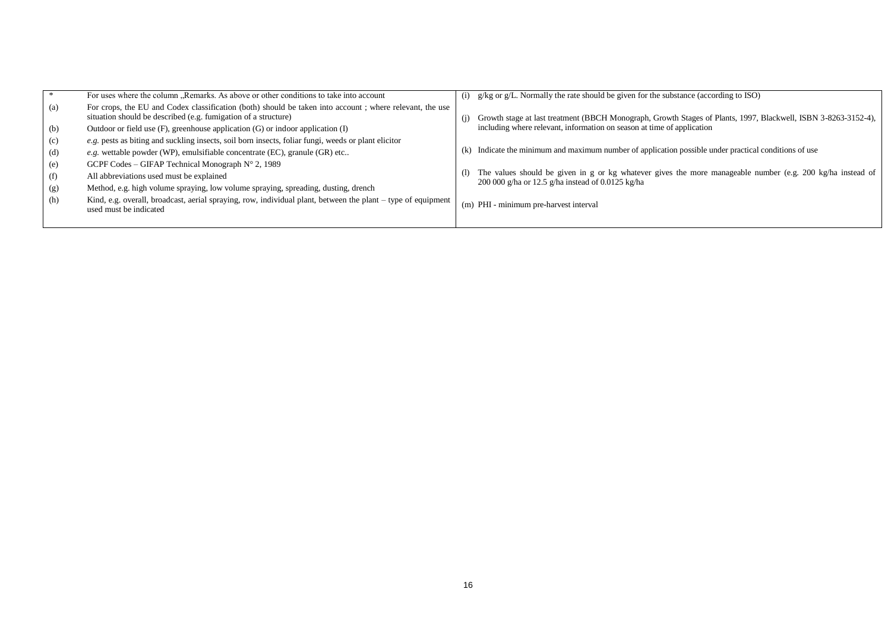| | | | |
|---|---|---|---|
| * | For uses where the column „Remarks. As above or other conditions to take into account | (i) | g/kg or g/L. Normally the rate should be given for the substance (according to ISO) |
| (a) | For crops, the EU and Codex classification (both) should be taken into account ; where relevant, the use situation should be described (e.g. fumigation of a structure) | (j) | Growth stage at last treatment (BBCH Monograph, Growth Stages of Plants, 1997, Blackwell, ISBN 3-8263-3152-4), including where relevant, information on season at time of application |
| (b) | Outdoor or field use (F), greenhouse application (G) or indoor application (I) | | |
| (c) | *e.g.* pests as biting and suckling insects, soil born insects, foliar fungi, weeds or plant elicitor | | |
| (d) | *e.g.* wettable powder (WP), emulsifiable concentrate (EC), granule (GR) etc.. | (k) | Indicate the minimum and maximum number of application possible under practical conditions of use |
| (e) | GCPF Codes – GIFAP Technical Monograph N° 2, 1989 | | |
| (f) | All abbreviations used must be explained | (l) | The values should be given in g or kg whatever gives the more manageable number (e.g. 200 kg/ha instead of 200 000 g/ha or 12.5 g/ha instead of 0.0125 kg/ha |
| (g) | Method, e.g. high volume spraying, low volume spraying, spreading, dusting, drench | | |
| (h) | Kind, e.g. overall, broadcast, aerial spraying, row, individual plant, between the plant – type of equipment used must be indicated | (m) | PHI - minimum pre-harvest interval |